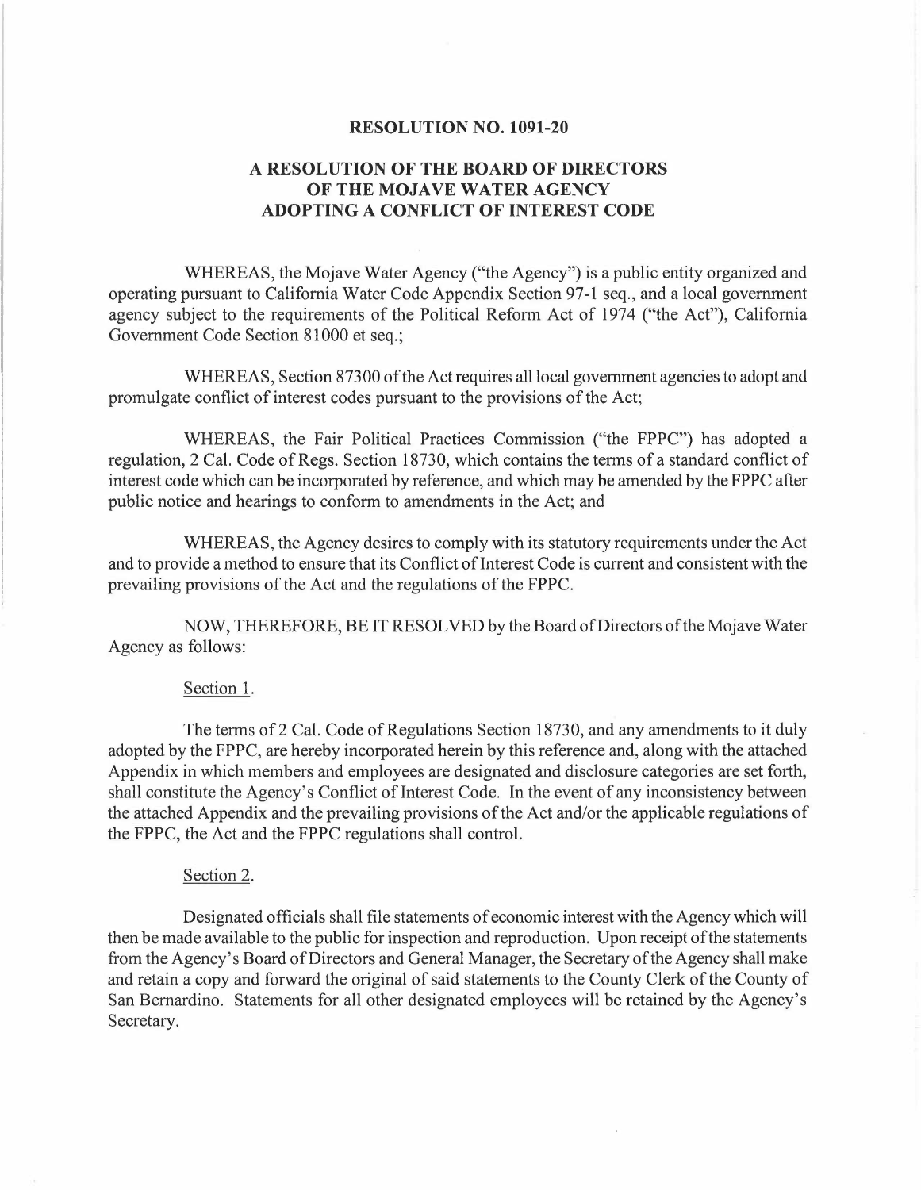# RESOLUTION NO. 1091-20

## A RESOLUTION OF THE BOARD OF DIRECTORS OF THE MOJAVE WATER AGENCY ADOPTING A CONFLICT OF INTEREST CODE

WHEREAS, the Mojave Water Agency ("the Agency") is a public entity organized and operating pursuant to California Water Code Appendix Section 97-1 seq., and a local government agency subject to the requirements of the Political Reform Act of 1974 ("the Act"), California Government Code Section 81000 et seq.;

WHEREAS, Section 87300 of the Act requires all local government agencies to adopt and promulgate conflict of interest codes pursuant to the provisions of the Act;

WHEREAS, the Fair Political Practices Commission ("the FPPC") has adopted a regulation, 2 Cal. Code of Regs. Section 18730, which contains the terms of a standard conflict of interest code which can be incorporated by reference, and which may be amended by the FPPC after public notice and hearings to conform to amendments in the Act; and

WHEREAS, the Agency desires to comply with its statutory requirements under the Act and to provide a method to ensure that its Conflict of Interest Code is current and consistent with the prevailing provisions of the Act and the regulations of the FPPC.

NOW, THEREFORE, BE IT RESOLVED by the Board of Directors of the Mojave Water Agency as follows:

Section 1.

The terms of 2 Cal. Code of Regulations Section 18730, and any amendments to it duly adopted by the FPPC, are hereby incorporated herein by this reference and, along with the attached Appendix in which members and employees are designated and disclosure categories are set forth, shall constitute the Agency's Conflict of Interest Code. In the event of any inconsistency between the attached Appendix and the prevailing provisions of the Act and/or the applicable regulations of the FPPC, the Act and the FPPC regulations shall control.

Section 2.

Designated officials shall file statements of economic interest with the Agency which will then be made available to the public for inspection and reproduction. Upon receipt of the statements from the Agency's Board of Directors and General Manager, the Secretary of the Agency shall make and retain a copy and forward the original of said statements to the County Clerk of the County of San Bernardino. Statements for all other designated employees will be retained by the Agency's Secretary.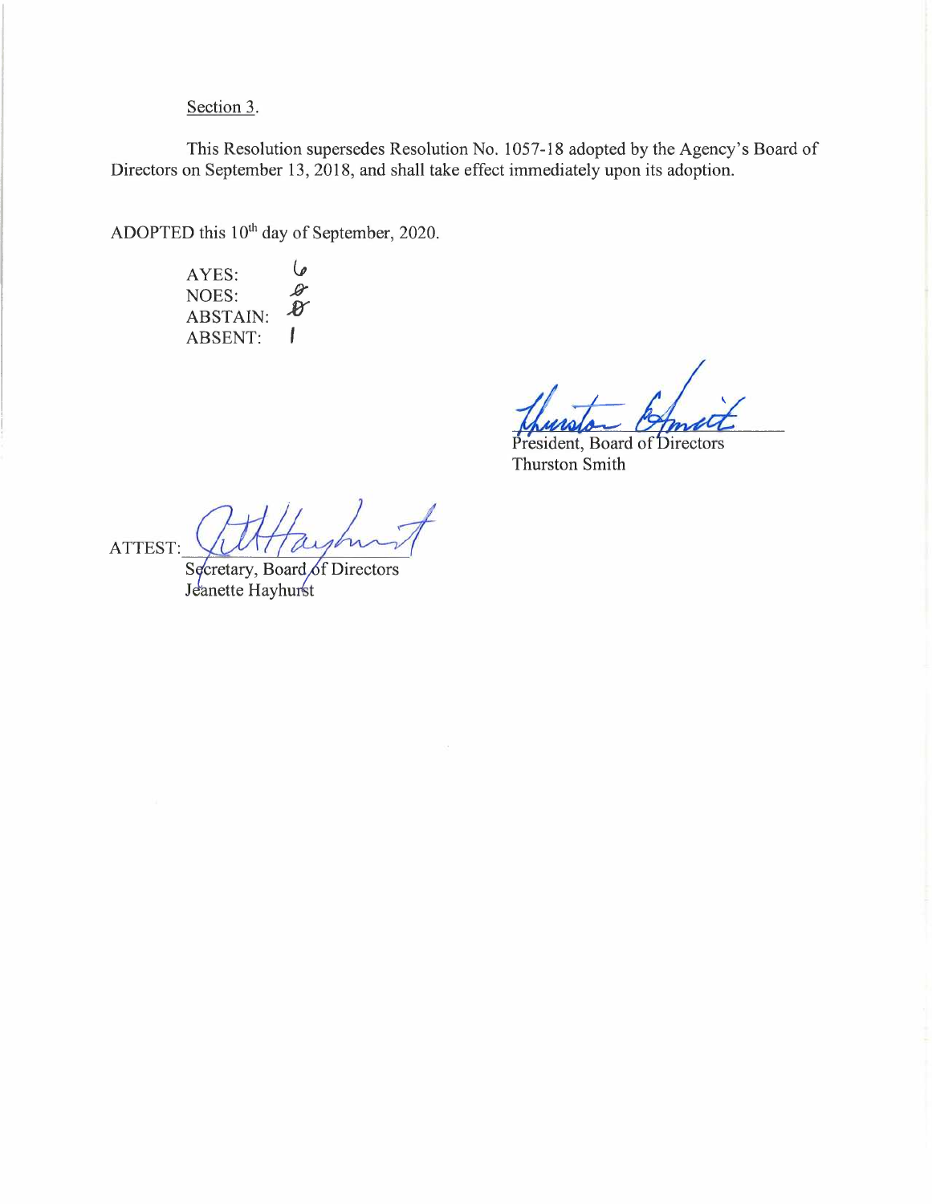Section 3.

This Resolution supersedes Resolution No. 1057-18 adopted by the Agency's Board of Directors on September 13, 2018, and shall take effect immediately upon its adoption.

ADOPTED this 10th day of September, 2020.

AYES: 6
NOES: 0
ABSTAIN: 0
ABSENT: 1

President, Board of Directors
Thurston Smith

ATTEST:

Secretary, Board of Directors
Jeanette Hayhurst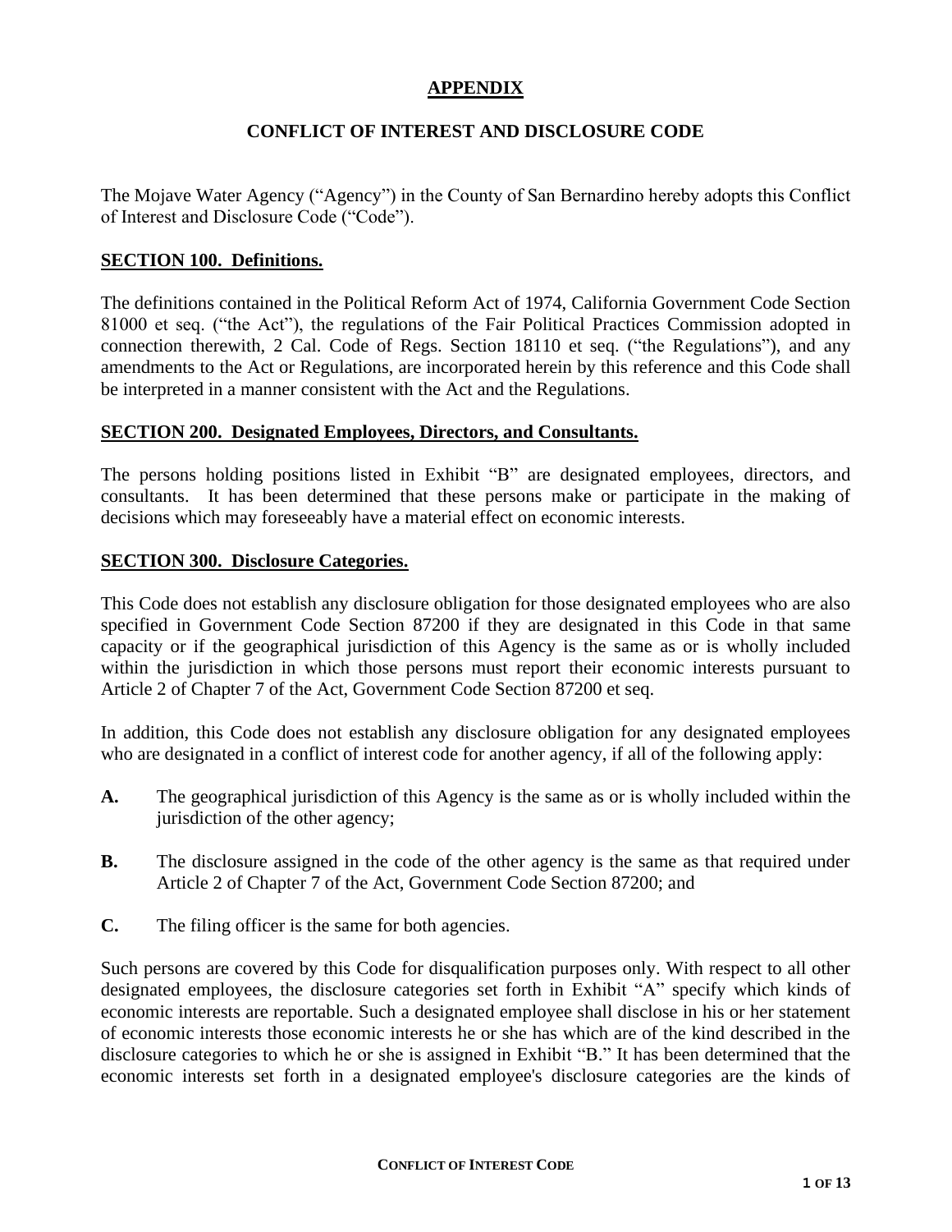# APPENDIX

## CONFLICT OF INTEREST AND DISCLOSURE CODE

The Mojave Water Agency ("Agency") in the County of San Bernardino hereby adopts this Conflict of Interest and Disclosure Code ("Code").

### SECTION 100. Definitions.

The definitions contained in the Political Reform Act of 1974, California Government Code Section 81000 et seq. ("the Act"), the regulations of the Fair Political Practices Commission adopted in connection therewith, 2 Cal. Code of Regs. Section 18110 et seq. ("the Regulations"), and any amendments to the Act or Regulations, are incorporated herein by this reference and this Code shall be interpreted in a manner consistent with the Act and the Regulations.

### SECTION 200. Designated Employees, Directors, and Consultants.

The persons holding positions listed in Exhibit "B" are designated employees, directors, and consultants. It has been determined that these persons make or participate in the making of decisions which may foreseeably have a material effect on economic interests.

### SECTION 300. Disclosure Categories.

This Code does not establish any disclosure obligation for those designated employees who are also specified in Government Code Section 87200 if they are designated in this Code in that same capacity or if the geographical jurisdiction of this Agency is the same as or is wholly included within the jurisdiction in which those persons must report their economic interests pursuant to Article 2 of Chapter 7 of the Act, Government Code Section 87200 et seq.

In addition, this Code does not establish any disclosure obligation for any designated employees who are designated in a conflict of interest code for another agency, if all of the following apply:

**A.** The geographical jurisdiction of this Agency is the same as or is wholly included within the jurisdiction of the other agency;

**B.** The disclosure assigned in the code of the other agency is the same as that required under Article 2 of Chapter 7 of the Act, Government Code Section 87200; and

**C.** The filing officer is the same for both agencies.

Such persons are covered by this Code for disqualification purposes only. With respect to all other designated employees, the disclosure categories set forth in Exhibit "A" specify which kinds of economic interests are reportable. Such a designated employee shall disclose in his or her statement of economic interests those economic interests he or she has which are of the kind described in the disclosure categories to which he or she is assigned in Exhibit "B." It has been determined that the economic interests set forth in a designated employee's disclosure categories are the kinds of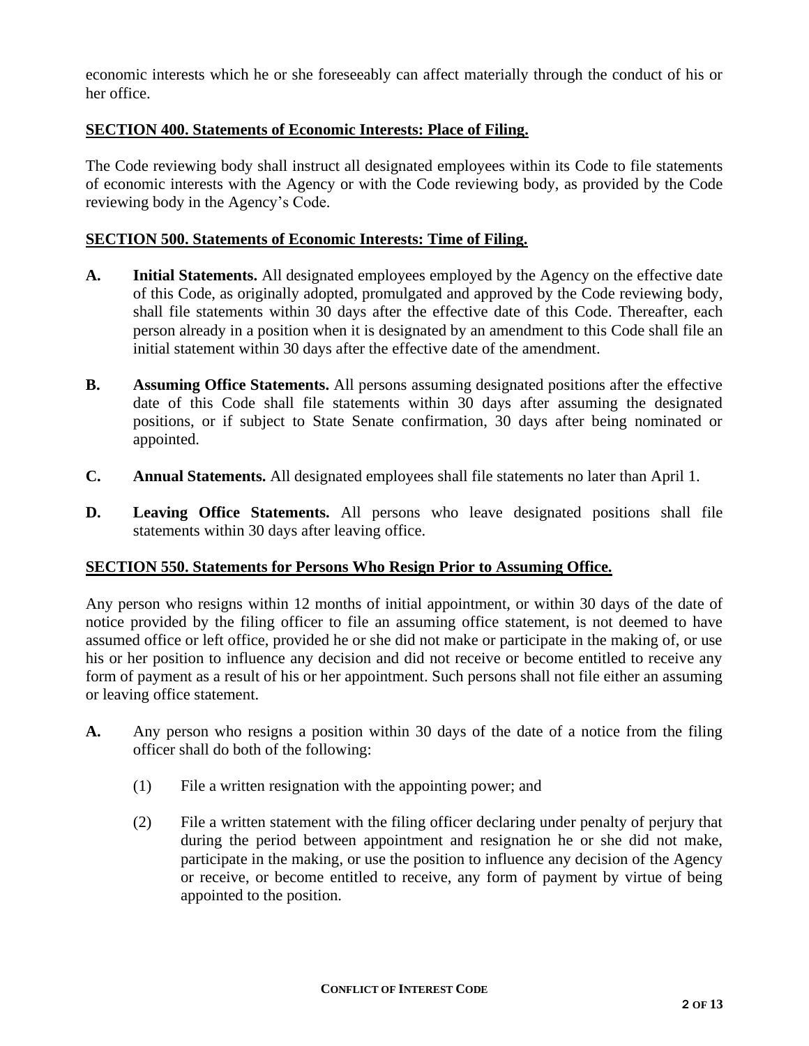economic interests which he or she foreseeably can affect materially through the conduct of his or her office.

**SECTION 400. Statements of Economic Interests: Place of Filing.**

The Code reviewing body shall instruct all designated employees within its Code to file statements of economic interests with the Agency or with the Code reviewing body, as provided by the Code reviewing body in the Agency's Code.

**SECTION 500. Statements of Economic Interests: Time of Filing.**

**A. Initial Statements.** All designated employees employed by the Agency on the effective date of this Code, as originally adopted, promulgated and approved by the Code reviewing body, shall file statements within 30 days after the effective date of this Code. Thereafter, each person already in a position when it is designated by an amendment to this Code shall file an initial statement within 30 days after the effective date of the amendment.

**B. Assuming Office Statements.** All persons assuming designated positions after the effective date of this Code shall file statements within 30 days after assuming the designated positions, or if subject to State Senate confirmation, 30 days after being nominated or appointed.

**C. Annual Statements.** All designated employees shall file statements no later than April 1.

**D. Leaving Office Statements.** All persons who leave designated positions shall file statements within 30 days after leaving office.

**SECTION 550. Statements for Persons Who Resign Prior to Assuming Office.**

Any person who resigns within 12 months of initial appointment, or within 30 days of the date of notice provided by the filing officer to file an assuming office statement, is not deemed to have assumed office or left office, provided he or she did not make or participate in the making of, or use his or her position to influence any decision and did not receive or become entitled to receive any form of payment as a result of his or her appointment. Such persons shall not file either an assuming or leaving office statement.

**A.** Any person who resigns a position within 30 days of the date of a notice from the filing officer shall do both of the following:

(1) File a written resignation with the appointing power; and

(2) File a written statement with the filing officer declaring under penalty of perjury that during the period between appointment and resignation he or she did not make, participate in the making, or use the position to influence any decision of the Agency or receive, or become entitled to receive, any form of payment by virtue of being appointed to the position.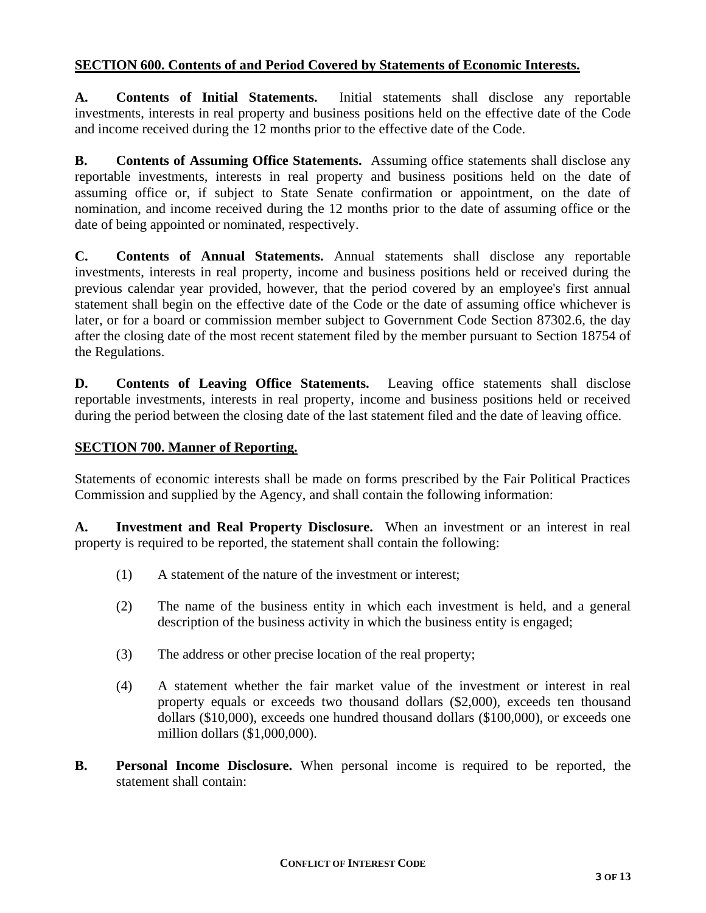## SECTION 600. Contents of and Period Covered by Statements of Economic Interests.

**A. Contents of Initial Statements.** Initial statements shall disclose any reportable investments, interests in real property and business positions held on the effective date of the Code and income received during the 12 months prior to the effective date of the Code.

**B. Contents of Assuming Office Statements.** Assuming office statements shall disclose any reportable investments, interests in real property and business positions held on the date of assuming office or, if subject to State Senate confirmation or appointment, on the date of nomination, and income received during the 12 months prior to the date of assuming office or the date of being appointed or nominated, respectively.

**C. Contents of Annual Statements.** Annual statements shall disclose any reportable investments, interests in real property, income and business positions held or received during the previous calendar year provided, however, that the period covered by an employee's first annual statement shall begin on the effective date of the Code or the date of assuming office whichever is later, or for a board or commission member subject to Government Code Section 87302.6, the day after the closing date of the most recent statement filed by the member pursuant to Section 18754 of the Regulations.

**D. Contents of Leaving Office Statements.** Leaving office statements shall disclose reportable investments, interests in real property, income and business positions held or received during the period between the closing date of the last statement filed and the date of leaving office.

## SECTION 700. Manner of Reporting.

Statements of economic interests shall be made on forms prescribed by the Fair Political Practices Commission and supplied by the Agency, and shall contain the following information:

**A. Investment and Real Property Disclosure.** When an investment or an interest in real property is required to be reported, the statement shall contain the following:

(1) A statement of the nature of the investment or interest;

(2) The name of the business entity in which each investment is held, and a general description of the business activity in which the business entity is engaged;

(3) The address or other precise location of the real property;

(4) A statement whether the fair market value of the investment or interest in real property equals or exceeds two thousand dollars ($2,000), exceeds ten thousand dollars ($10,000), exceeds one hundred thousand dollars ($100,000), or exceeds one million dollars ($1,000,000).

**B. Personal Income Disclosure.** When personal income is required to be reported, the statement shall contain: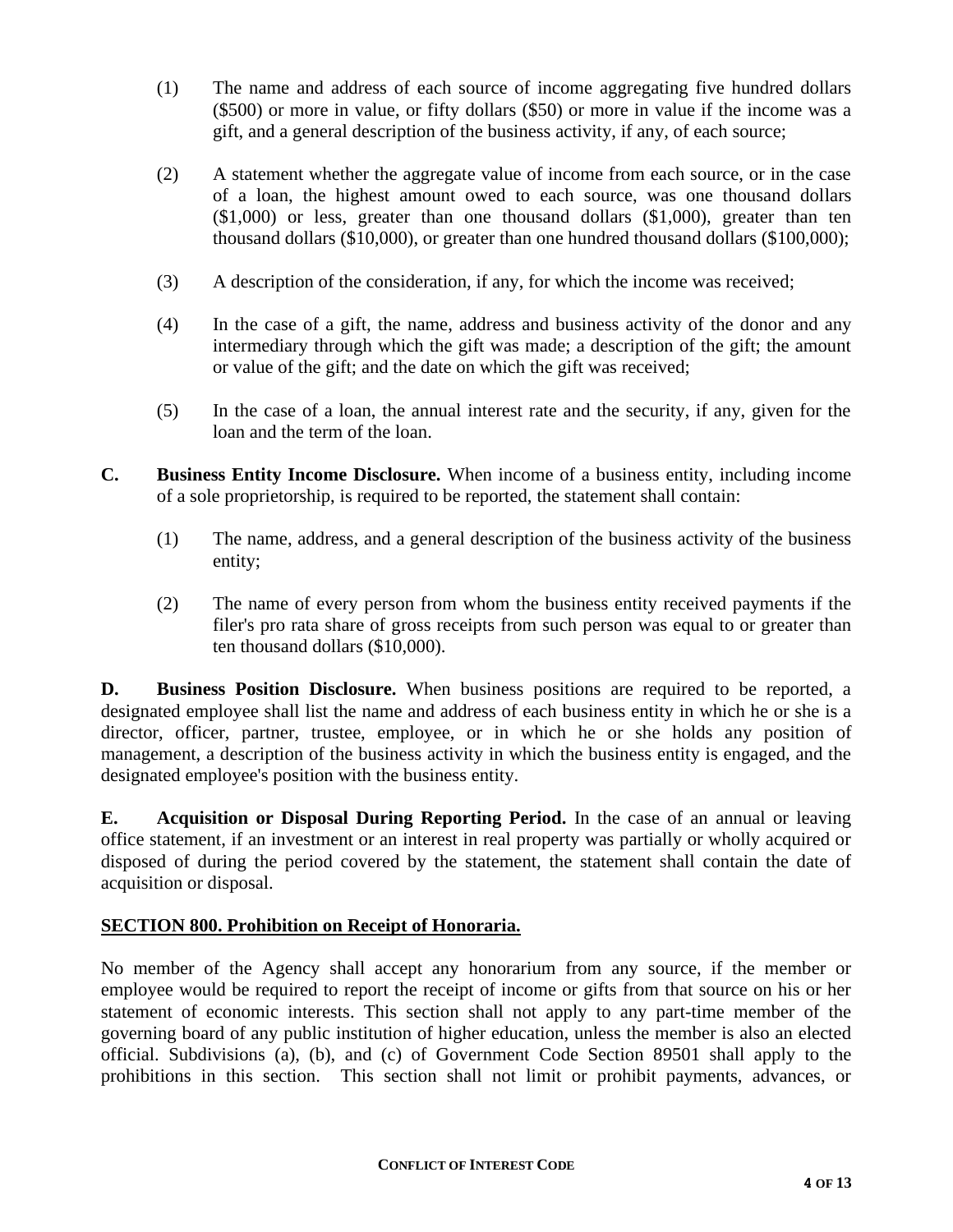(1) The name and address of each source of income aggregating five hundred dollars ($500) or more in value, or fifty dollars ($50) or more in value if the income was a gift, and a general description of the business activity, if any, of each source;

(2) A statement whether the aggregate value of income from each source, or in the case of a loan, the highest amount owed to each source, was one thousand dollars ($1,000) or less, greater than one thousand dollars ($1,000), greater than ten thousand dollars ($10,000), or greater than one hundred thousand dollars ($100,000);

(3) A description of the consideration, if any, for which the income was received;

(4) In the case of a gift, the name, address and business activity of the donor and any intermediary through which the gift was made; a description of the gift; the amount or value of the gift; and the date on which the gift was received;

(5) In the case of a loan, the annual interest rate and the security, if any, given for the loan and the term of the loan.

**C. Business Entity Income Disclosure.** When income of a business entity, including income of a sole proprietorship, is required to be reported, the statement shall contain:

(1) The name, address, and a general description of the business activity of the business entity;

(2) The name of every person from whom the business entity received payments if the filer's pro rata share of gross receipts from such person was equal to or greater than ten thousand dollars ($10,000).

**D. Business Position Disclosure.** When business positions are required to be reported, a designated employee shall list the name and address of each business entity in which he or she is a director, officer, partner, trustee, employee, or in which he or she holds any position of management, a description of the business activity in which the business entity is engaged, and the designated employee's position with the business entity.

**E. Acquisition or Disposal During Reporting Period.** In the case of an annual or leaving office statement, if an investment or an interest in real property was partially or wholly acquired or disposed of during the period covered by the statement, the statement shall contain the date of acquisition or disposal.

**SECTION 800. Prohibition on Receipt of Honoraria.**

No member of the Agency shall accept any honorarium from any source, if the member or employee would be required to report the receipt of income or gifts from that source on his or her statement of economic interests. This section shall not apply to any part-time member of the governing board of any public institution of higher education, unless the member is also an elected official. Subdivisions (a), (b), and (c) of Government Code Section 89501 shall apply to the prohibitions in this section. This section shall not limit or prohibit payments, advances, or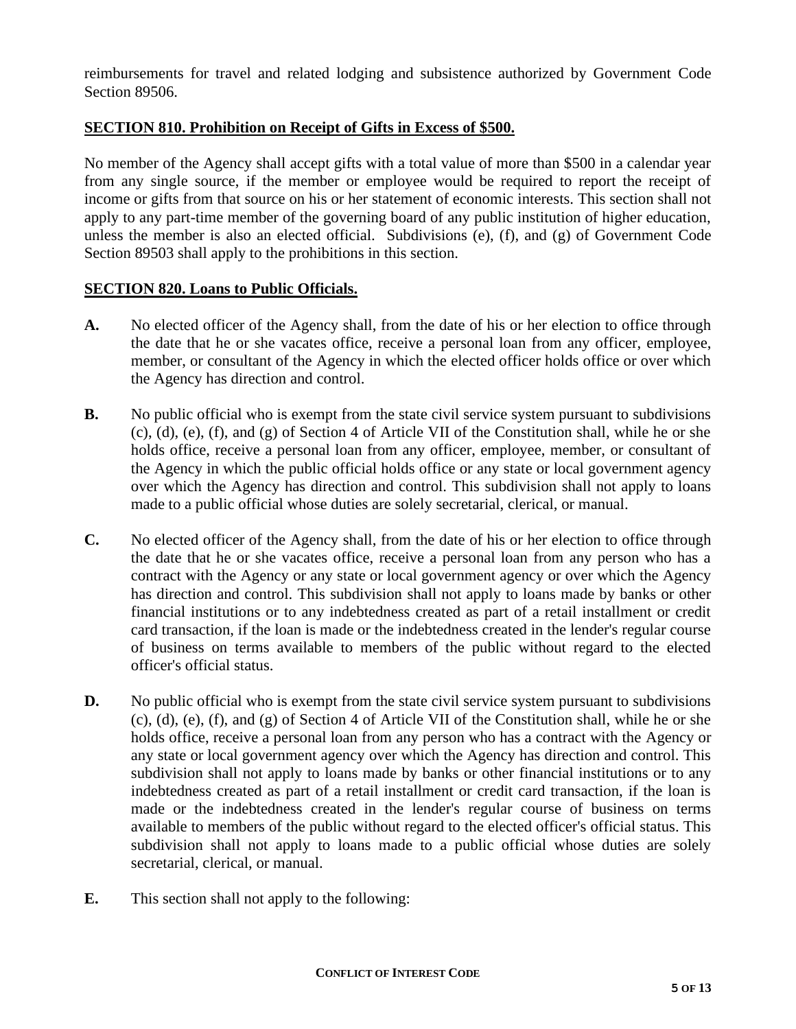reimbursements for travel and related lodging and subsistence authorized by Government Code Section 89506.

**SECTION 810. Prohibition on Receipt of Gifts in Excess of $500.**

No member of the Agency shall accept gifts with a total value of more than $500 in a calendar year from any single source, if the member or employee would be required to report the receipt of income or gifts from that source on his or her statement of economic interests. This section shall not apply to any part-time member of the governing board of any public institution of higher education, unless the member is also an elected official. Subdivisions (e), (f), and (g) of Government Code Section 89503 shall apply to the prohibitions in this section.

**SECTION 820. Loans to Public Officials.**

**A.** No elected officer of the Agency shall, from the date of his or her election to office through the date that he or she vacates office, receive a personal loan from any officer, employee, member, or consultant of the Agency in which the elected officer holds office or over which the Agency has direction and control.

**B.** No public official who is exempt from the state civil service system pursuant to subdivisions (c), (d), (e), (f), and (g) of Section 4 of Article VII of the Constitution shall, while he or she holds office, receive a personal loan from any officer, employee, member, or consultant of the Agency in which the public official holds office or any state or local government agency over which the Agency has direction and control. This subdivision shall not apply to loans made to a public official whose duties are solely secretarial, clerical, or manual.

**C.** No elected officer of the Agency shall, from the date of his or her election to office through the date that he or she vacates office, receive a personal loan from any person who has a contract with the Agency or any state or local government agency or over which the Agency has direction and control. This subdivision shall not apply to loans made by banks or other financial institutions or to any indebtedness created as part of a retail installment or credit card transaction, if the loan is made or the indebtedness created in the lender's regular course of business on terms available to members of the public without regard to the elected officer's official status.

**D.** No public official who is exempt from the state civil service system pursuant to subdivisions (c), (d), (e), (f), and (g) of Section 4 of Article VII of the Constitution shall, while he or she holds office, receive a personal loan from any person who has a contract with the Agency or any state or local government agency over which the Agency has direction and control. This subdivision shall not apply to loans made by banks or other financial institutions or to any indebtedness created as part of a retail installment or credit card transaction, if the loan is made or the indebtedness created in the lender's regular course of business on terms available to members of the public without regard to the elected officer's official status. This subdivision shall not apply to loans made to a public official whose duties are solely secretarial, clerical, or manual.

**E.** This section shall not apply to the following: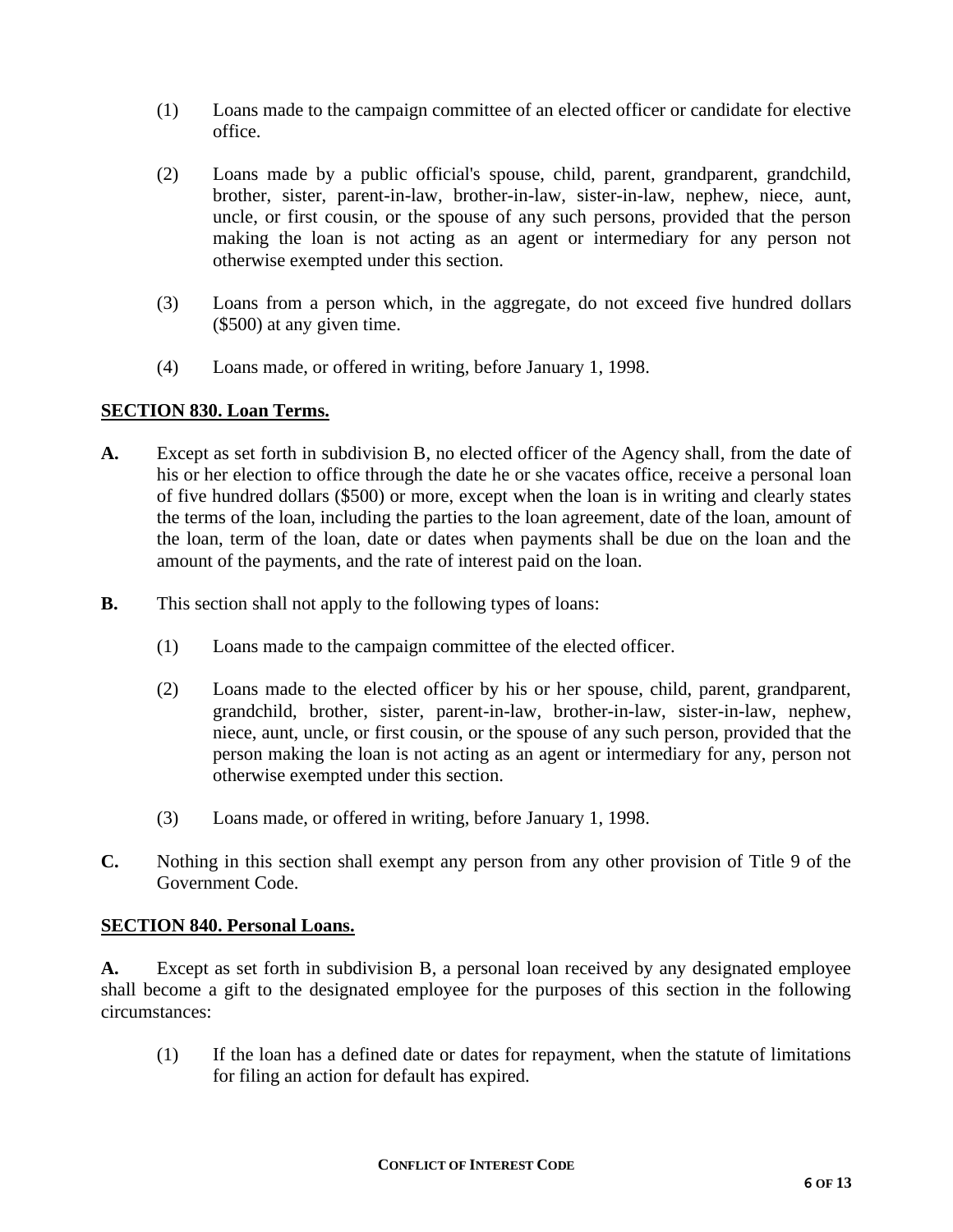(1) Loans made to the campaign committee of an elected officer or candidate for elective office.

(2) Loans made by a public official's spouse, child, parent, grandparent, grandchild, brother, sister, parent-in-law, brother-in-law, sister-in-law, nephew, niece, aunt, uncle, or first cousin, or the spouse of any such persons, provided that the person making the loan is not acting as an agent or intermediary for any person not otherwise exempted under this section.

(3) Loans from a person which, in the aggregate, do not exceed five hundred dollars ($500) at any given time.

(4) Loans made, or offered in writing, before January 1, 1998.

## SECTION 830. Loan Terms.

**A.** Except as set forth in subdivision B, no elected officer of the Agency shall, from the date of his or her election to office through the date he or she vacates office, receive a personal loan of five hundred dollars ($500) or more, except when the loan is in writing and clearly states the terms of the loan, including the parties to the loan agreement, date of the loan, amount of the loan, term of the loan, date or dates when payments shall be due on the loan and the amount of the payments, and the rate of interest paid on the loan.

**B.** This section shall not apply to the following types of loans:

(1) Loans made to the campaign committee of the elected officer.

(2) Loans made to the elected officer by his or her spouse, child, parent, grandparent, grandchild, brother, sister, parent-in-law, brother-in-law, sister-in-law, nephew, niece, aunt, uncle, or first cousin, or the spouse of any such person, provided that the person making the loan is not acting as an agent or intermediary for any, person not otherwise exempted under this section.

(3) Loans made, or offered in writing, before January 1, 1998.

**C.** Nothing in this section shall exempt any person from any other provision of Title 9 of the Government Code.

## SECTION 840. Personal Loans.

**A.** Except as set forth in subdivision B, a personal loan received by any designated employee shall become a gift to the designated employee for the purposes of this section in the following circumstances:

(1) If the loan has a defined date or dates for repayment, when the statute of limitations for filing an action for default has expired.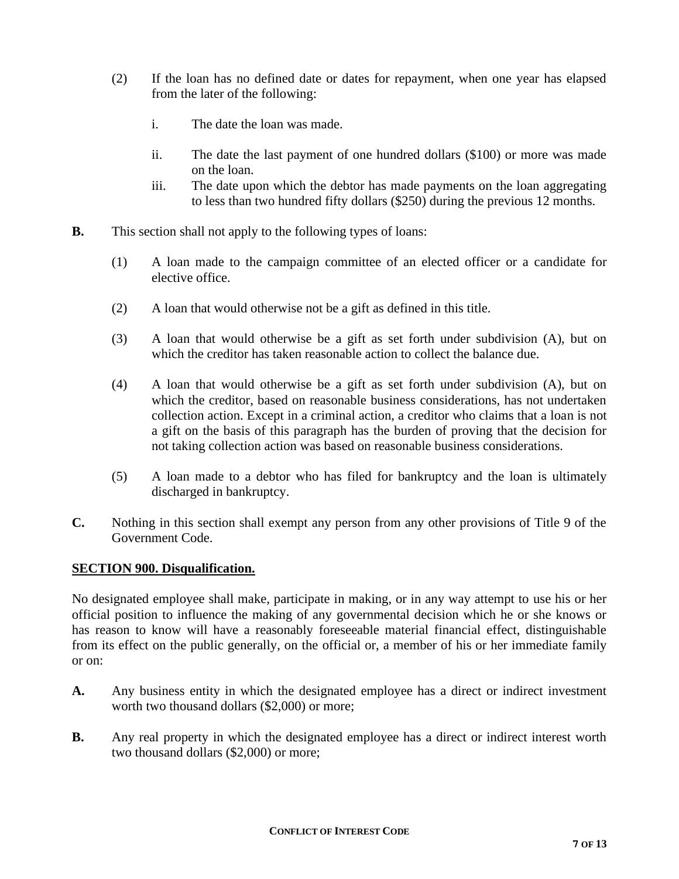(2) If the loan has no defined date or dates for repayment, when one year has elapsed from the later of the following:

i. The date the loan was made.

ii. The date the last payment of one hundred dollars ($100) or more was made on the loan.

iii. The date upon which the debtor has made payments on the loan aggregating to less than two hundred fifty dollars ($250) during the previous 12 months.

**B.** This section shall not apply to the following types of loans:

(1) A loan made to the campaign committee of an elected officer or a candidate for elective office.

(2) A loan that would otherwise not be a gift as defined in this title.

(3) A loan that would otherwise be a gift as set forth under subdivision (A), but on which the creditor has taken reasonable action to collect the balance due.

(4) A loan that would otherwise be a gift as set forth under subdivision (A), but on which the creditor, based on reasonable business considerations, has not undertaken collection action. Except in a criminal action, a creditor who claims that a loan is not a gift on the basis of this paragraph has the burden of proving that the decision for not taking collection action was based on reasonable business considerations.

(5) A loan made to a debtor who has filed for bankruptcy and the loan is ultimately discharged in bankruptcy.

**C.** Nothing in this section shall exempt any person from any other provisions of Title 9 of the Government Code.

## SECTION 900. Disqualification.

No designated employee shall make, participate in making, or in any way attempt to use his or her official position to influence the making of any governmental decision which he or she knows or has reason to know will have a reasonably foreseeable material financial effect, distinguishable from its effect on the public generally, on the official or, a member of his or her immediate family or on:

**A.** Any business entity in which the designated employee has a direct or indirect investment worth two thousand dollars ($2,000) or more;

**B.** Any real property in which the designated employee has a direct or indirect interest worth two thousand dollars ($2,000) or more;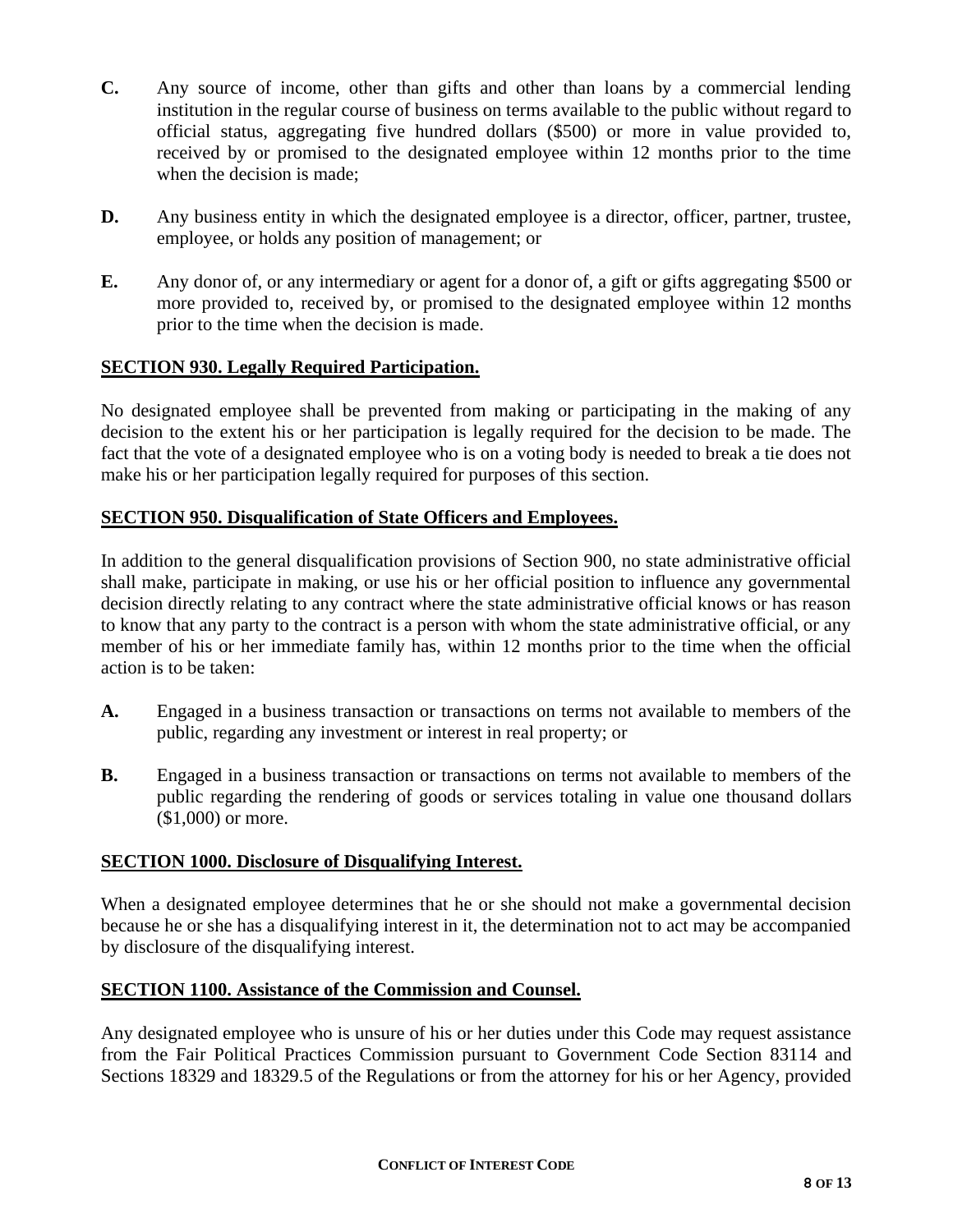**C.** Any source of income, other than gifts and other than loans by a commercial lending institution in the regular course of business on terms available to the public without regard to official status, aggregating five hundred dollars ($500) or more in value provided to, received by or promised to the designated employee within 12 months prior to the time when the decision is made;

**D.** Any business entity in which the designated employee is a director, officer, partner, trustee, employee, or holds any position of management; or

**E.** Any donor of, or any intermediary or agent for a donor of, a gift or gifts aggregating $500 or more provided to, received by, or promised to the designated employee within 12 months prior to the time when the decision is made.

## SECTION 930. Legally Required Participation.

No designated employee shall be prevented from making or participating in the making of any decision to the extent his or her participation is legally required for the decision to be made. The fact that the vote of a designated employee who is on a voting body is needed to break a tie does not make his or her participation legally required for purposes of this section.

## SECTION 950. Disqualification of State Officers and Employees.

In addition to the general disqualification provisions of Section 900, no state administrative official shall make, participate in making, or use his or her official position to influence any governmental decision directly relating to any contract where the state administrative official knows or has reason to know that any party to the contract is a person with whom the state administrative official, or any member of his or her immediate family has, within 12 months prior to the time when the official action is to be taken:

**A.** Engaged in a business transaction or transactions on terms not available to members of the public, regarding any investment or interest in real property; or

**B.** Engaged in a business transaction or transactions on terms not available to members of the public regarding the rendering of goods or services totaling in value one thousand dollars ($1,000) or more.

## SECTION 1000. Disclosure of Disqualifying Interest.

When a designated employee determines that he or she should not make a governmental decision because he or she has a disqualifying interest in it, the determination not to act may be accompanied by disclosure of the disqualifying interest.

## SECTION 1100. Assistance of the Commission and Counsel.

Any designated employee who is unsure of his or her duties under this Code may request assistance from the Fair Political Practices Commission pursuant to Government Code Section 83114 and Sections 18329 and 18329.5 of the Regulations or from the attorney for his or her Agency, provided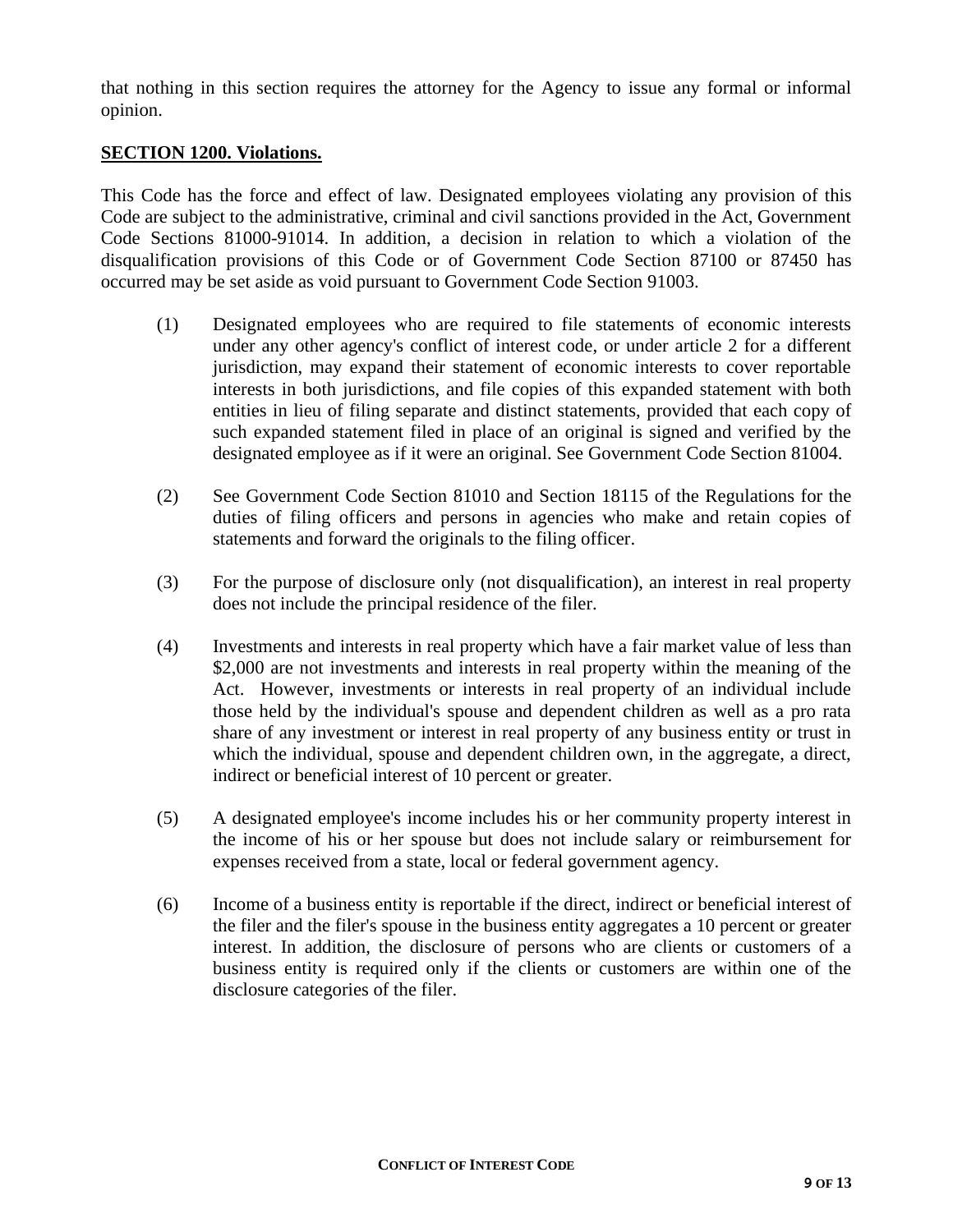that nothing in this section requires the attorney for the Agency to issue any formal or informal opinion.

**SECTION 1200. Violations.**

This Code has the force and effect of law. Designated employees violating any provision of this Code are subject to the administrative, criminal and civil sanctions provided in the Act, Government Code Sections 81000-91014. In addition, a decision in relation to which a violation of the disqualification provisions of this Code or of Government Code Section 87100 or 87450 has occurred may be set aside as void pursuant to Government Code Section 91003.

(1) Designated employees who are required to file statements of economic interests under any other agency's conflict of interest code, or under article 2 for a different jurisdiction, may expand their statement of economic interests to cover reportable interests in both jurisdictions, and file copies of this expanded statement with both entities in lieu of filing separate and distinct statements, provided that each copy of such expanded statement filed in place of an original is signed and verified by the designated employee as if it were an original. See Government Code Section 81004.

(2) See Government Code Section 81010 and Section 18115 of the Regulations for the duties of filing officers and persons in agencies who make and retain copies of statements and forward the originals to the filing officer.

(3) For the purpose of disclosure only (not disqualification), an interest in real property does not include the principal residence of the filer.

(4) Investments and interests in real property which have a fair market value of less than \$2,000 are not investments and interests in real property within the meaning of the Act. However, investments or interests in real property of an individual include those held by the individual's spouse and dependent children as well as a pro rata share of any investment or interest in real property of any business entity or trust in which the individual, spouse and dependent children own, in the aggregate, a direct, indirect or beneficial interest of 10 percent or greater.

(5) A designated employee's income includes his or her community property interest in the income of his or her spouse but does not include salary or reimbursement for expenses received from a state, local or federal government agency.

(6) Income of a business entity is reportable if the direct, indirect or beneficial interest of the filer and the filer's spouse in the business entity aggregates a 10 percent or greater interest. In addition, the disclosure of persons who are clients or customers of a business entity is required only if the clients or customers are within one of the disclosure categories of the filer.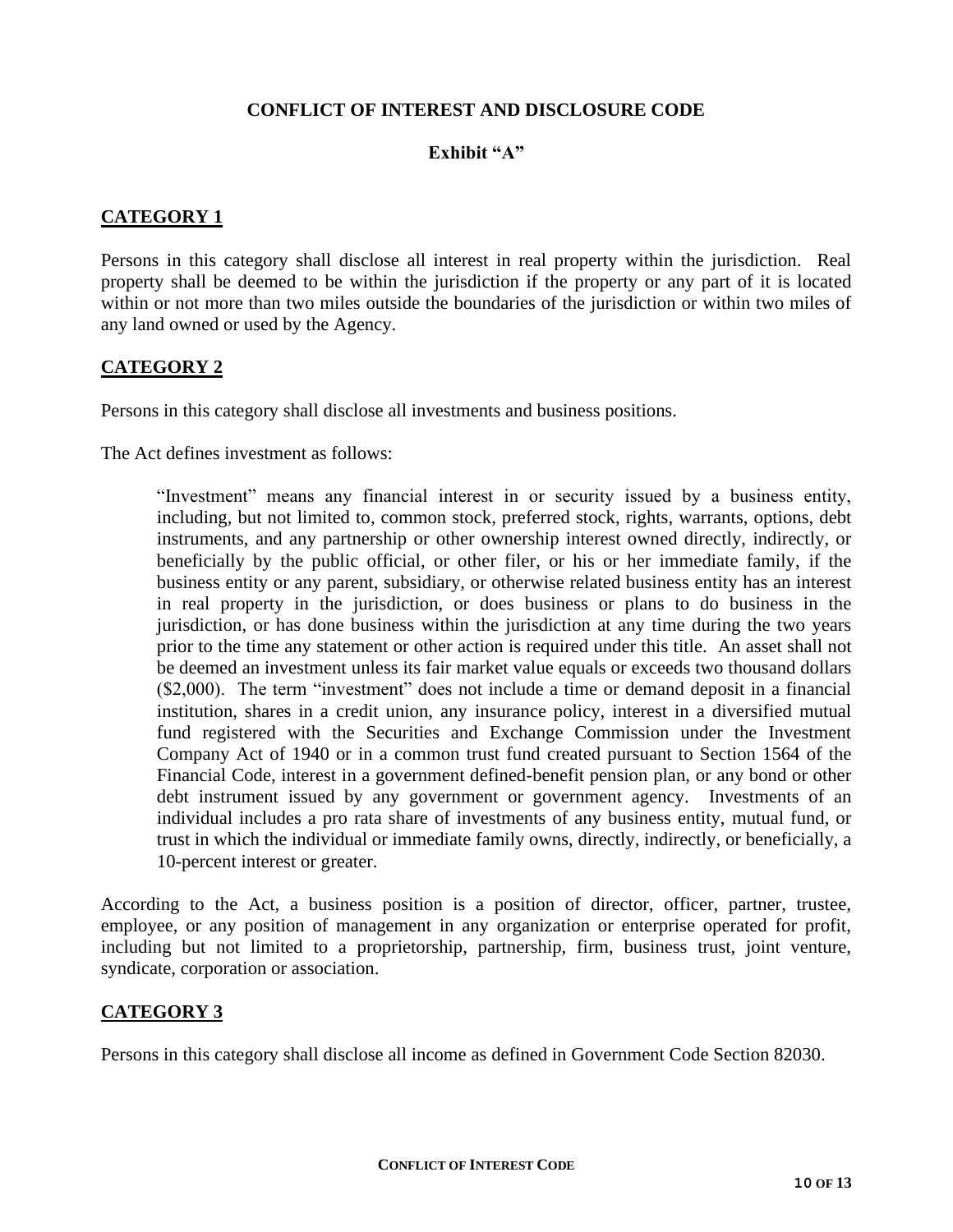## CONFLICT OF INTEREST AND DISCLOSURE CODE

### Exhibit "A"

### CATEGORY 1

Persons in this category shall disclose all interest in real property within the jurisdiction. Real property shall be deemed to be within the jurisdiction if the property or any part of it is located within or not more than two miles outside the boundaries of the jurisdiction or within two miles of any land owned or used by the Agency.

### CATEGORY 2

Persons in this category shall disclose all investments and business positions.

The Act defines investment as follows:

> "Investment" means any financial interest in or security issued by a business entity, including, but not limited to, common stock, preferred stock, rights, warrants, options, debt instruments, and any partnership or other ownership interest owned directly, indirectly, or beneficially by the public official, or other filer, or his or her immediate family, if the business entity or any parent, subsidiary, or otherwise related business entity has an interest in real property in the jurisdiction, or does business or plans to do business in the jurisdiction, or has done business within the jurisdiction at any time during the two years prior to the time any statement or other action is required under this title. An asset shall not be deemed an investment unless its fair market value equals or exceeds two thousand dollars ($2,000). The term "investment" does not include a time or demand deposit in a financial institution, shares in a credit union, any insurance policy, interest in a diversified mutual fund registered with the Securities and Exchange Commission under the Investment Company Act of 1940 or in a common trust fund created pursuant to Section 1564 of the Financial Code, interest in a government defined-benefit pension plan, or any bond or other debt instrument issued by any government or government agency. Investments of an individual includes a pro rata share of investments of any business entity, mutual fund, or trust in which the individual or immediate family owns, directly, indirectly, or beneficially, a 10-percent interest or greater.

According to the Act, a business position is a position of director, officer, partner, trustee, employee, or any position of management in any organization or enterprise operated for profit, including but not limited to a proprietorship, partnership, firm, business trust, joint venture, syndicate, corporation or association.

### CATEGORY 3

Persons in this category shall disclose all income as defined in Government Code Section 82030.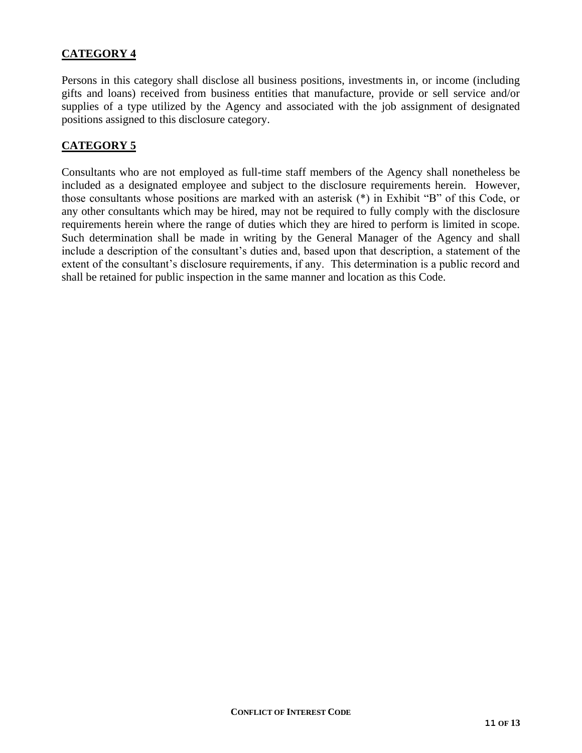## **CATEGORY 4**

Persons in this category shall disclose all business positions, investments in, or income (including gifts and loans) received from business entities that manufacture, provide or sell service and/or supplies of a type utilized by the Agency and associated with the job assignment of designated positions assigned to this disclosure category.

## **CATEGORY 5**

Consultants who are not employed as full-time staff members of the Agency shall nonetheless be included as a designated employee and subject to the disclosure requirements herein. However, those consultants whose positions are marked with an asterisk (*) in Exhibit "B" of this Code, or any other consultants which may be hired, may not be required to fully comply with the disclosure requirements herein where the range of duties which they are hired to perform is limited in scope. Such determination shall be made in writing by the General Manager of the Agency and shall include a description of the consultant's duties and, based upon that description, a statement of the extent of the consultant's disclosure requirements, if any. This determination is a public record and shall be retained for public inspection in the same manner and location as this Code.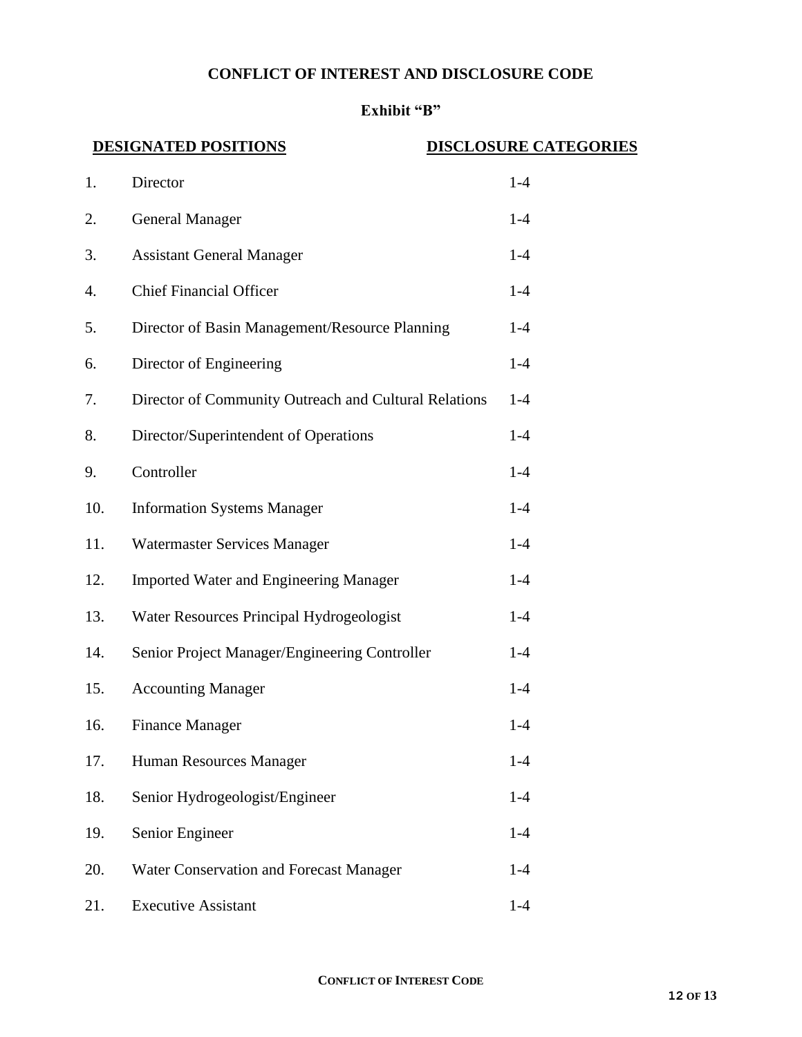## CONFLICT OF INTEREST AND DISCLOSURE CODE

### Exhibit "B"

| | DESIGNATED POSITIONS | DISCLOSURE CATEGORIES |
|---|---|---|
| 1. | Director | 1-4 |
| 2. | General Manager | 1-4 |
| 3. | Assistant General Manager | 1-4 |
| 4. | Chief Financial Officer | 1-4 |
| 5. | Director of Basin Management/Resource Planning | 1-4 |
| 6. | Director of Engineering | 1-4 |
| 7. | Director of Community Outreach and Cultural Relations | 1-4 |
| 8. | Director/Superintendent of Operations | 1-4 |
| 9. | Controller | 1-4 |
| 10. | Information Systems Manager | 1-4 |
| 11. | Watermaster Services Manager | 1-4 |
| 12. | Imported Water and Engineering Manager | 1-4 |
| 13. | Water Resources Principal Hydrogeologist | 1-4 |
| 14. | Senior Project Manager/Engineering Controller | 1-4 |
| 15. | Accounting Manager | 1-4 |
| 16. | Finance Manager | 1-4 |
| 17. | Human Resources Manager | 1-4 |
| 18. | Senior Hydrogeologist/Engineer | 1-4 |
| 19. | Senior Engineer | 1-4 |
| 20. | Water Conservation and Forecast Manager | 1-4 |
| 21. | Executive Assistant | 1-4 |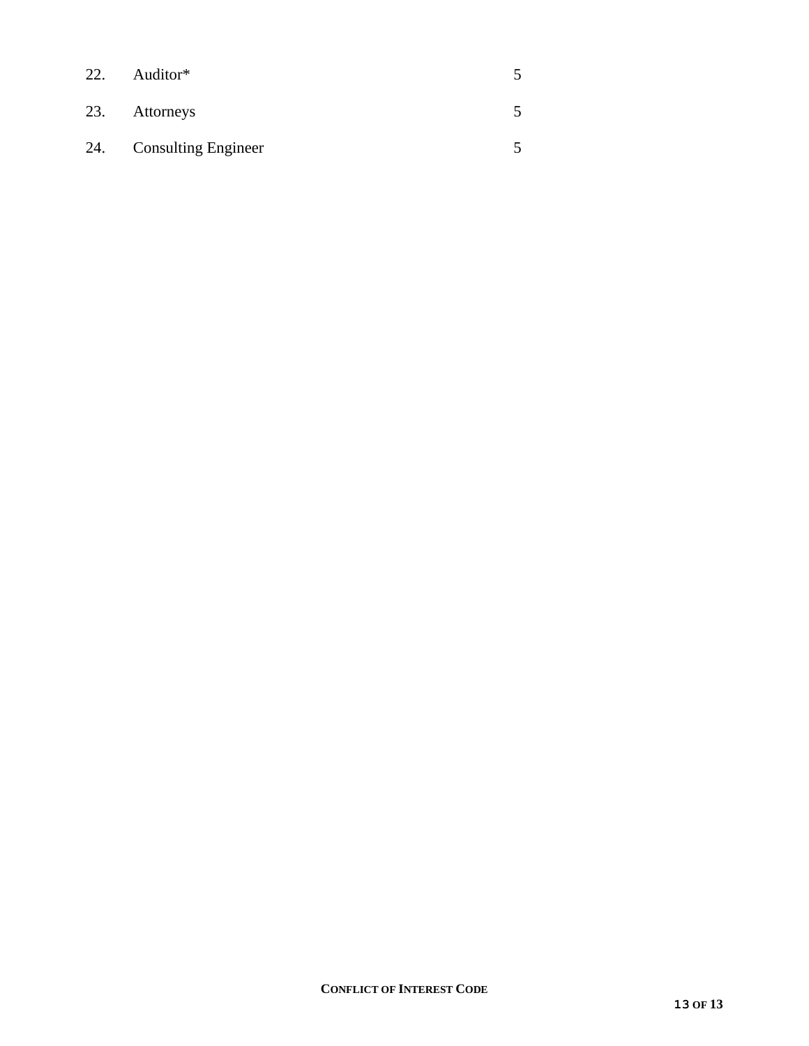| | | |
|---|---|---|
| 22. | Auditor* | 5 |
| 23. | Attorneys | 5 |
| 24. | Consulting Engineer | 5 |